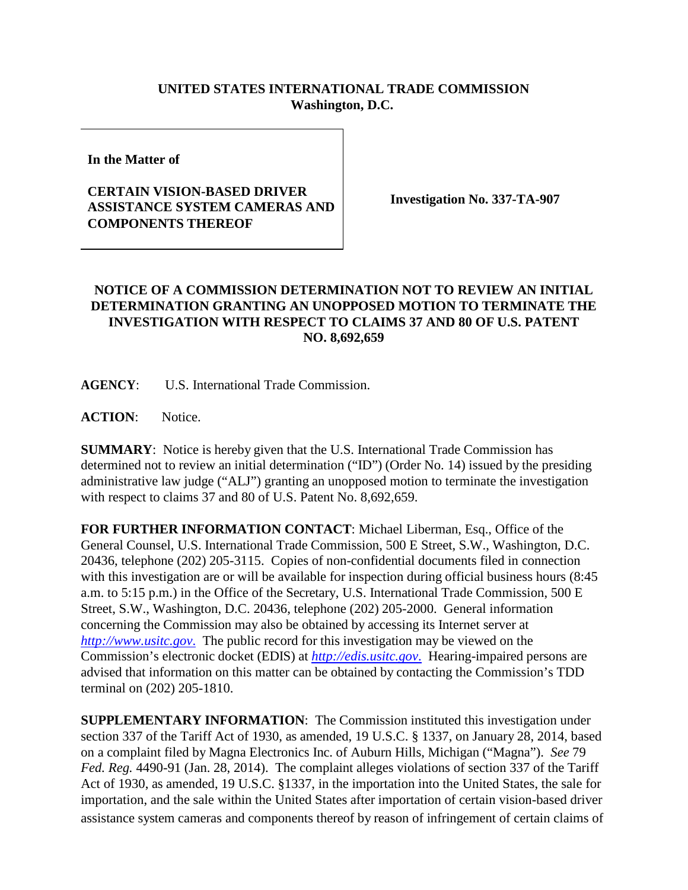**UNITED STATES INTERNATIONAL TRADE COMMISSION**
**Washington, D.C.**

| **In the Matter of**<br><br>**CERTAIN VISION-BASED DRIVER ASSISTANCE SYSTEM CAMERAS AND COMPONENTS THEREOF** | **Investigation No. 337-TA-907** |
|---|---|

**NOTICE OF A COMMISSION DETERMINATION NOT TO REVIEW AN INITIAL DETERMINATION GRANTING AN UNOPPOSED MOTION TO TERMINATE THE INVESTIGATION WITH RESPECT TO CLAIMS 37 AND 80 OF U.S. PATENT NO. 8,692,659**

**AGENCY**: U.S. International Trade Commission.

**ACTION**: Notice.

**SUMMARY**: Notice is hereby given that the U.S. International Trade Commission has determined not to review an initial determination ("ID") (Order No. 14) issued by the presiding administrative law judge ("ALJ") granting an unopposed motion to terminate the investigation with respect to claims 37 and 80 of U.S. Patent No. 8,692,659.

**FOR FURTHER INFORMATION CONTACT**: Michael Liberman, Esq., Office of the General Counsel, U.S. International Trade Commission, 500 E Street, S.W., Washington, D.C. 20436, telephone (202) 205-3115. Copies of non-confidential documents filed in connection with this investigation are or will be available for inspection during official business hours (8:45 a.m. to 5:15 p.m.) in the Office of the Secretary, U.S. International Trade Commission, 500 E Street, S.W., Washington, D.C. 20436, telephone (202) 205-2000. General information concerning the Commission may also be obtained by accessing its Internet server at *http://www.usitc.gov*. The public record for this investigation may be viewed on the Commission's electronic docket (EDIS) at *http://edis.usitc.gov*. Hearing-impaired persons are advised that information on this matter can be obtained by contacting the Commission's TDD terminal on (202) 205-1810.

**SUPPLEMENTARY INFORMATION**: The Commission instituted this investigation under section 337 of the Tariff Act of 1930, as amended, 19 U.S.C. § 1337, on January 28, 2014, based on a complaint filed by Magna Electronics Inc. of Auburn Hills, Michigan ("Magna"). *See* 79 *Fed. Reg.* 4490-91 (Jan. 28, 2014). The complaint alleges violations of section 337 of the Tariff Act of 1930, as amended, 19 U.S.C. §1337, in the importation into the United States, the sale for importation, and the sale within the United States after importation of certain vision-based driver assistance system cameras and components thereof by reason of infringement of certain claims of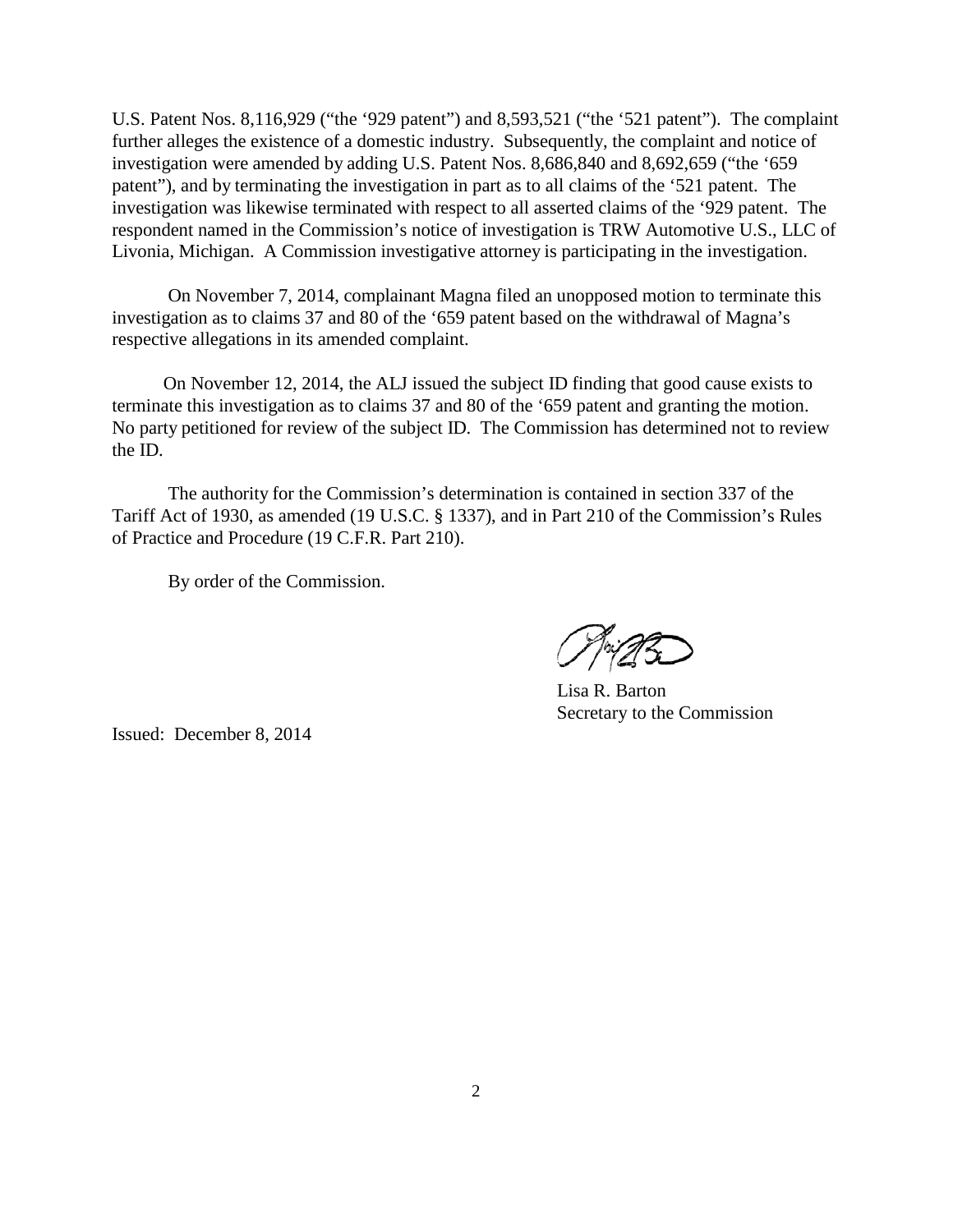U.S. Patent Nos. 8,116,929 ("the '929 patent") and 8,593,521 ("the '521 patent"). The complaint further alleges the existence of a domestic industry. Subsequently, the complaint and notice of investigation were amended by adding U.S. Patent Nos. 8,686,840 and 8,692,659 ("the '659 patent"), and by terminating the investigation in part as to all claims of the '521 patent. The investigation was likewise terminated with respect to all asserted claims of the '929 patent. The respondent named in the Commission's notice of investigation is TRW Automotive U.S., LLC of Livonia, Michigan. A Commission investigative attorney is participating in the investigation.

On November 7, 2014, complainant Magna filed an unopposed motion to terminate this investigation as to claims 37 and 80 of the '659 patent based on the withdrawal of Magna's respective allegations in its amended complaint.

On November 12, 2014, the ALJ issued the subject ID finding that good cause exists to terminate this investigation as to claims 37 and 80 of the '659 patent and granting the motion. No party petitioned for review of the subject ID. The Commission has determined not to review the ID.

The authority for the Commission's determination is contained in section 337 of the Tariff Act of 1930, as amended (19 U.S.C. § 1337), and in Part 210 of the Commission's Rules of Practice and Procedure (19 C.F.R. Part 210).

By order of the Commission.

Lisa R. Barton
Secretary to the Commission

Issued: December 8, 2014